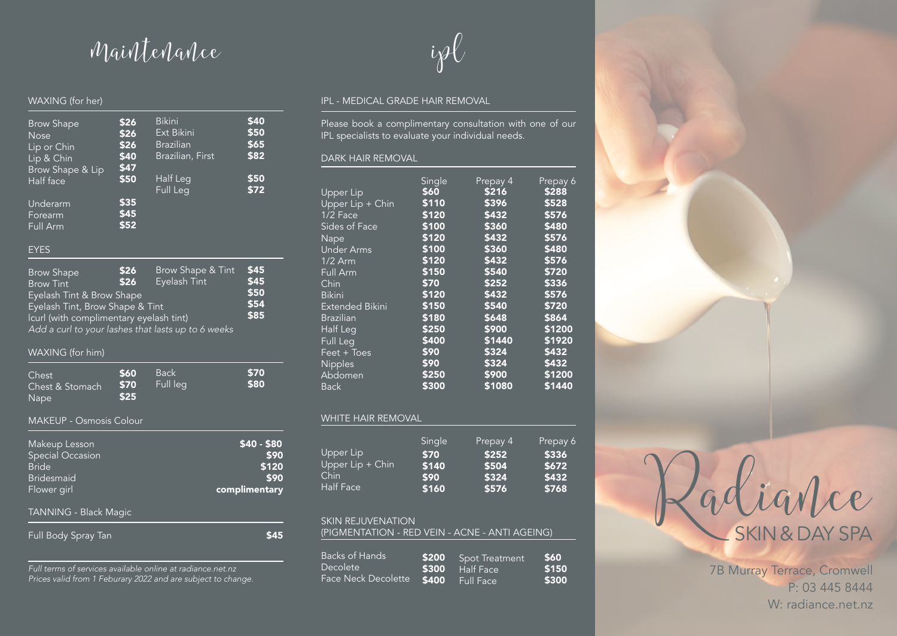# Maintenance

## WAXING (for her)

| Service | Price | Service | Price |
|---|---|---|---|
| Brow Shape | $26 | Bikini | $40 |
| Nose | $26 | Ext Bikini | $50 |
| Lip or Chin | $26 | Brazilian | $65 |
| Lip & Chin | $40 | Brazilian, First | $82 |
| Brow Shape & Lip | $47 | | |
| Half face | $50 | Half Leg | $50 |
| | | Full Leg | $72 |
| Underarm | $35 | | |
| Forearm | $45 | | |
| Full Arm | $52 | | |

## EYES

| Service | Price | Service | Price |
|---|---|---|---|
| Brow Shape | $26 | Brow Shape & Tint | $45 |
| Brow Tint | $26 | Eyelash Tint | $45 |

| Service | Price |
|---|---|
| Eyelash Tint & Brow Shape | $50 |
| Eyelash Tint, Brow Shape & Tint | $54 |
| Icurl (with complimentary eyelash tint) | $85 |

*Add a curl to your lashes that lasts up to 6 weeks*

## WAXING (for him)

| Service | Price | Service | Price |
|---|---|---|---|
| Chest | $60 | Back | $70 |
| Chest & Stomach | $70 | Full leg | $80 |
| Nape | $25 | | |

## MAKEUP - Osmosis Colour

| Service | Price |
|---|---|
| Makeup Lesson | $40 - $80 |
| Special Occasion | $90 |
| Bride | $120 |
| Bridesmaid | $90 |
| Flower girl | complimentary |

## TANNING - Black Magic

| Service | Price |
|---|---|
| Full Body Spray Tan | $45 |

*Full terms of services available online at radiance.net.nz*
*Prices valid from 1 Feburary 2022 and are subject to change.*

# ipl

## IPL - MEDICAL GRADE HAIR REMOVAL

Please book a complimentary consultation with one of our IPL specialists to evaluate your individual needs.

## DARK HAIR REMOVAL

| | Single | Prepay 4 | Prepay 6 |
|---|---|---|---|
| Upper Lip | $60 | $216 | $288 |
| Upper Lip + Chin | $110 | $396 | $528 |
| 1/2 Face | $120 | $432 | $576 |
| Sides of Face | $100 | $360 | $480 |
| Nape | $120 | $432 | $576 |
| Under Arms | $100 | $360 | $480 |
| 1/2 Arm | $120 | $432 | $576 |
| Full Arm | $150 | $540 | $720 |
| Chin | $70 | $252 | $336 |
| Bikini | $120 | $432 | $576 |
| Extended Bikini | $150 | $540 | $720 |
| Brazilian | $180 | $648 | $864 |
| Half Leg | $250 | $900 | $1200 |
| Full Leg | $400 | $1440 | $1920 |
| Feet + Toes | $90 | $324 | $432 |
| Nipples | $90 | $324 | $432 |
| Abdomen | $250 | $900 | $1200 |
| Back | $300 | $1080 | $1440 |

## WHITE HAIR REMOVAL

| | Single | Prepay 4 | Prepay 6 |
|---|---|---|---|
| Upper Lip | $70 | $252 | $336 |
| Upper Lip + Chin | $140 | $504 | $672 |
| Chin | $90 | $324 | $432 |
| Half Face | $160 | $576 | $768 |

## SKIN REJUVENATION
(PIGMENTATION - RED VEIN - ACNE - ANTI AGEING)

| Service | Price | Service | Price |
|---|---|---|---|
| Backs of Hands | $200 | Spot Treatment | $60 |
| Decolete | $300 | Half Face | $150 |
| Face Neck Decolette | $400 | Full Face | $300 |

# Radiance
## SKIN & DAY SPA

7B Murray Terrace, Cromwell
P: 03 445 8444
W: radiance.net.nz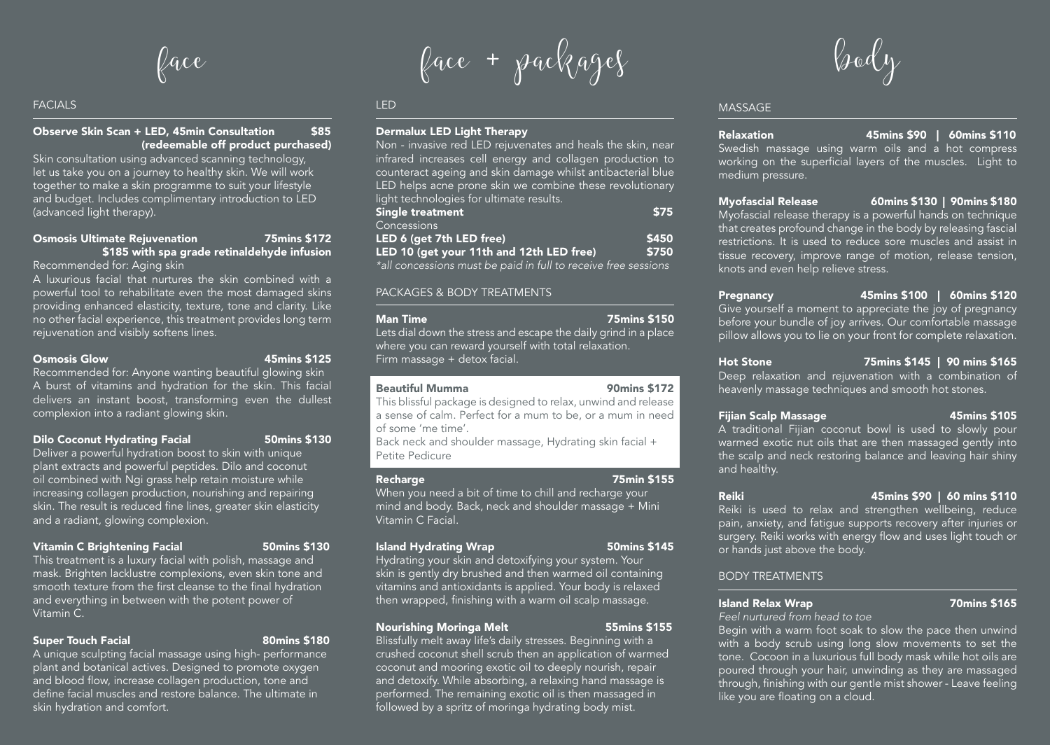# face

## FACIALS

**Observe Skin Scan + LED, 45min Consultation $85 (redeemable off product purchased)**

Skin consultation using advanced scanning technology, let us take you on a journey to healthy skin. We will work together to make a skin programme to suit your lifestyle and budget. Includes complimentary introduction to LED (advanced light therapy).

**Osmosis Ultimate Rejuvenation 75mins $172**
**$185 with spa grade retinaldehyde infusion**

Recommended for: Aging skin

A luxurious facial that nurtures the skin combined with a powerful tool to rehabilitate even the most damaged skins providing enhanced elasticity, texture, tone and clarity. Like no other facial experience, this treatment provides long term rejuvenation and visibly softens lines.

**Osmosis Glow 45mins $125**

Recommended for: Anyone wanting beautiful glowing skin

A burst of vitamins and hydration for the skin. This facial delivers an instant boost, transforming even the dullest complexion into a radiant glowing skin.

**Dilo Coconut Hydrating Facial 50mins $130**

Deliver a powerful hydration boost to skin with unique plant extracts and powerful peptides. Dilo and coconut oil combined with Ngi grass help retain moisture while increasing collagen production, nourishing and repairing skin. The result is reduced fine lines, greater skin elasticity and a radiant, glowing complexion.

**Vitamin C Brightening Facial 50mins $130**

This treatment is a luxury facial with polish, massage and mask. Brighten lacklustre complexions, even skin tone and smooth texture from the first cleanse to the final hydration and everything in between with the potent power of Vitamin C.

**Super Touch Facial 80mins $180**

A unique sculpting facial massage using high- performance plant and botanical actives. Designed to promote oxygen and blood flow, increase collagen production, tone and define facial muscles and restore balance. The ultimate in skin hydration and comfort.

# face + packages

## LED

**Dermalux LED Light Therapy**

Non - invasive red LED rejuvenates and heals the skin, near infrared increases cell energy and collagen production to counteract ageing and skin damage whilst antibacterial blue LED helps acne prone skin we combine these revolutionary light technologies for ultimate results.

**Single treatment $75**

Concessions

**LED 6 (get 7th LED free) $450**

**LED 10 (get your 11th and 12th LED free) $750**

*\*all concessions must be paid in full to receive free sessions*

## PACKAGES & BODY TREATMENTS

**Man Time 75mins $150**

Lets dial down the stress and escape the daily grind in a place where you can reward yourself with total relaxation.
Firm massage + detox facial.

**Beautiful Mumma 90mins $172**

This blissful package is designed to relax, unwind and release a sense of calm. Perfect for a mum to be, or a mum in need of some 'me time'.
Back neck and shoulder massage, Hydrating skin facial + Petite Pedicure

**Recharge 75min $155**

When you need a bit of time to chill and recharge your mind and body. Back, neck and shoulder massage + Mini Vitamin C Facial.

**Island Hydrating Wrap 50mins $145**

Hydrating your skin and detoxifying your system. Your skin is gently dry brushed and then warmed oil containing vitamins and antioxidants is applied. Your body is relaxed then wrapped, finishing with a warm oil scalp massage.

**Nourishing Moringa Melt 55mins $155**

Blissfully melt away life's daily stresses. Beginning with a crushed coconut shell scrub then an application of warmed coconut and mooring exotic oil to deeply nourish, repair and detoxify. While absorbing, a relaxing hand massage is performed. The remaining exotic oil is then massaged in followed by a spritz of moringa hydrating body mist.

# body

## MASSAGE

**Relaxation 45mins $90 | 60mins $110**

Swedish massage using warm oils and a hot compress working on the superficial layers of the muscles. Light to medium pressure.

**Myofascial Release 60mins $130 | 90mins $180**

Myofascial release therapy is a powerful hands on technique that creates profound change in the body by releasing fascial restrictions. It is used to reduce sore muscles and assist in tissue recovery, improve range of motion, release tension, knots and even help relieve stress.

**Pregnancy 45mins $100 | 60mins $120**

Give yourself a moment to appreciate the joy of pregnancy before your bundle of joy arrives. Our comfortable massage pillow allows you to lie on your front for complete relaxation.

**Hot Stone 75mins $145 | 90 mins $165**

Deep relaxation and rejuvenation with a combination of heavenly massage techniques and smooth hot stones.

**Fijian Scalp Massage 45mins $105**

A traditional Fijian coconut bowl is used to slowly pour warmed exotic nut oils that are then massaged gently into the scalp and neck restoring balance and leaving hair shiny and healthy.

**Reiki 45mins $90 | 60 mins $110**

Reiki is used to relax and strengthen wellbeing, reduce pain, anxiety, and fatigue supports recovery after injuries or surgery. Reiki works with energy flow and uses light touch or or hands just above the body.

## BODY TREATMENTS

**Island Relax Wrap 70mins $165**

*Feel nurtured from head to toe*

Begin with a warm foot soak to slow the pace then unwind with a body scrub using long slow movements to set the tone. Cocoon in a luxurious full body mask while hot oils are poured through your hair, unwinding as they are massaged through, finishing with our gentle mist shower - Leave feeling like you are floating on a cloud.